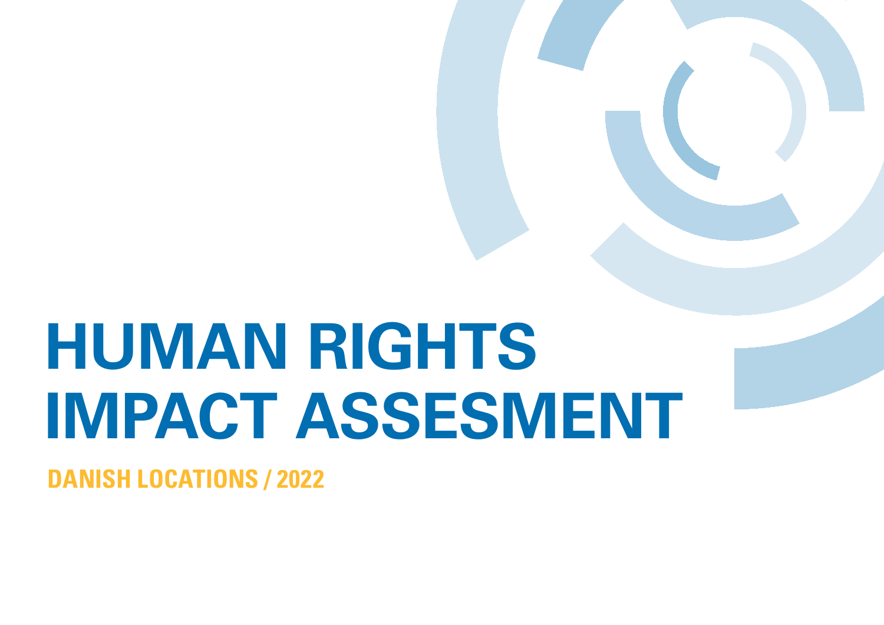# HUMAN RIGHTS IMPACT ASSESEMENT

## DANISH LOCATIONS / 2022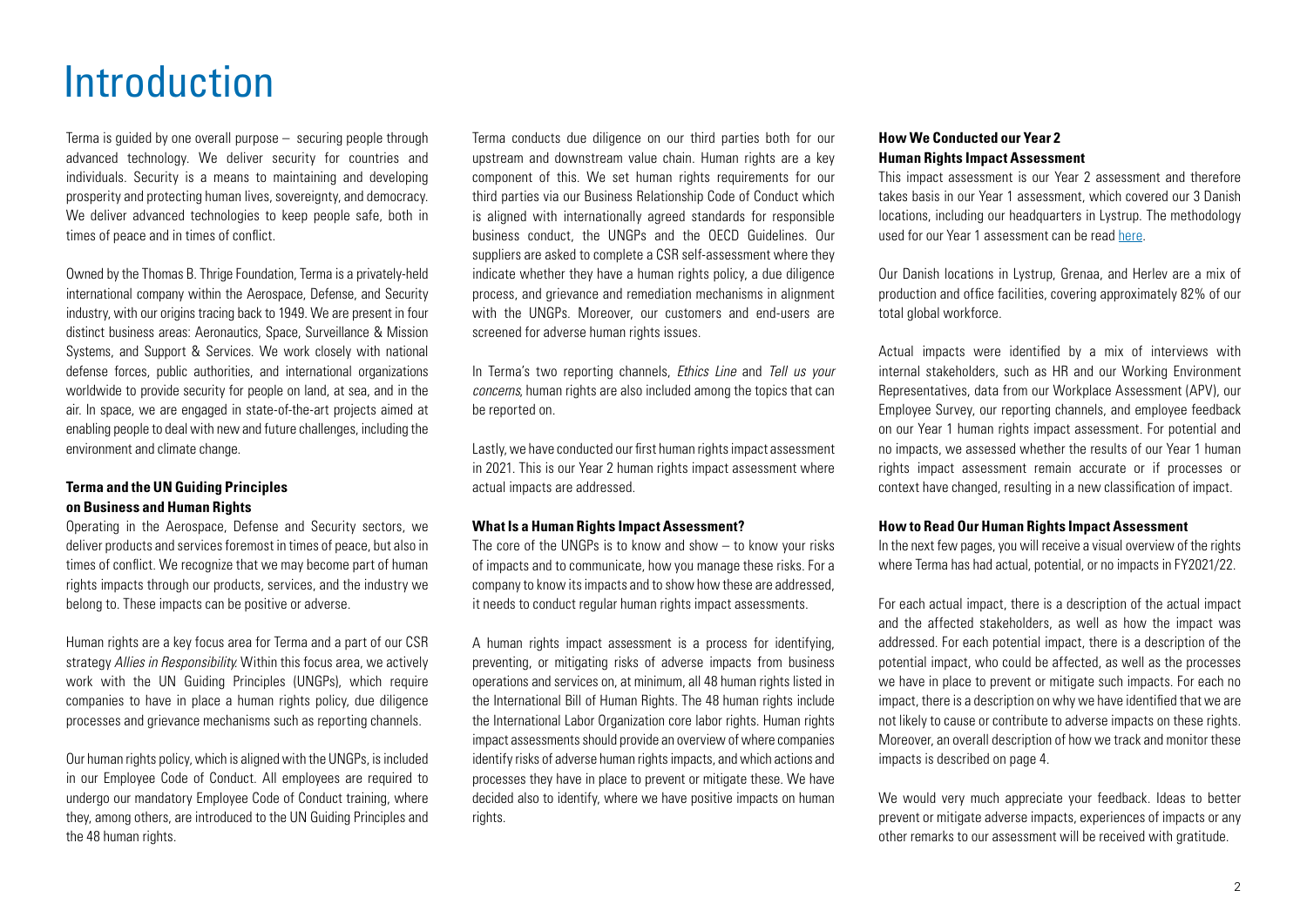# Introduction

Terma is guided by one overall purpose – securing people through advanced technology. We deliver security for countries and individuals. Security is a means to maintaining and developing prosperity and protecting human lives, sovereignty, and democracy. We deliver advanced technologies to keep people safe, both in times of peace and in times of conflict.

Owned by the Thomas B. Thrige Foundation, Terma is a privately-held international company within the Aerospace, Defense, and Security industry, with our origins tracing back to 1949. We are present in four distinct business areas: Aeronautics, Space, Surveillance & Mission Systems, and Support & Services. We work closely with national defense forces, public authorities, and international organizations worldwide to provide security for people on land, at sea, and in the air. In space, we are engaged in state-of-the-art projects aimed at enabling people to deal with new and future challenges, including the environment and climate change.

**Terma and the UN Guiding Principles on Business and Human Rights**

Operating in the Aerospace, Defense and Security sectors, we deliver products and services foremost in times of peace, but also in times of conflict. We recognize that we may become part of human rights impacts through our products, services, and the industry we belong to. These impacts can be positive or adverse.

Human rights are a key focus area for Terma and a part of our CSR strategy *Allies in Responsibility*. Within this focus area, we actively work with the UN Guiding Principles (UNGPs), which require companies to have in place a human rights policy, due diligence processes and grievance mechanisms such as reporting channels.

Our human rights policy, which is aligned with the UNGPs, is included in our Employee Code of Conduct. All employees are required to undergo our mandatory Employee Code of Conduct training, where they, among others, are introduced to the UN Guiding Principles and the 48 human rights.

Terma conducts due diligence on our third parties both for our upstream and downstream value chain. Human rights are a key component of this. We set human rights requirements for our third parties via our Business Relationship Code of Conduct which is aligned with internationally agreed standards for responsible business conduct, the UNGPs and the OECD Guidelines. Our suppliers are asked to complete a CSR self-assessment where they indicate whether they have a human rights policy, a due diligence process, and grievance and remediation mechanisms in alignment with the UNGPs. Moreover, our customers and end-users are screened for adverse human rights issues.

In Terma's two reporting channels, *Ethics Line* and *Tell us your concerns*, human rights are also included among the topics that can be reported on.

Lastly, we have conducted our first human rights impact assessment in 2021. This is our Year 2 human rights impact assessment where actual impacts are addressed.

**What Is a Human Rights Impact Assessment?**

The core of the UNGPs is to know and show – to know your risks of impacts and to communicate, how you manage these risks. For a company to know its impacts and to show how these are addressed, it needs to conduct regular human rights impact assessments.

A human rights impact assessment is a process for identifying, preventing, or mitigating risks of adverse impacts from business operations and services on, at minimum, all 48 human rights listed in the International Bill of Human Rights. The 48 human rights include the International Labor Organization core labor rights. Human rights impact assessments should provide an overview of where companies identify risks of adverse human rights impacts, and which actions and processes they have in place to prevent or mitigate these. We have decided also to identify, where we have positive impacts on human rights.

**How We Conducted our Year 2 Human Rights Impact Assessment**

This impact assessment is our Year 2 assessment and therefore takes basis in our Year 1 assessment, which covered our 3 Danish locations, including our headquarters in Lystrup. The methodology used for our Year 1 assessment can be read here.

Our Danish locations in Lystrup, Grenaa, and Herlev are a mix of production and office facilities, covering approximately 82% of our total global workforce.

Actual impacts were identified by a mix of interviews with internal stakeholders, such as HR and our Working Environment Representatives, data from our Workplace Assessment (APV), our Employee Survey, our reporting channels, and employee feedback on our Year 1 human rights impact assessment. For potential and no impacts, we assessed whether the results of our Year 1 human rights impact assessment remain accurate or if processes or context have changed, resulting in a new classification of impact.

**How to Read Our Human Rights Impact Assessment**

In the next few pages, you will receive a visual overview of the rights where Terma has had actual, potential, or no impacts in FY2021/22.

For each actual impact, there is a description of the actual impact and the affected stakeholders, as well as how the impact was addressed. For each potential impact, there is a description of the potential impact, who could be affected, as well as the processes we have in place to prevent or mitigate such impacts. For each no impact, there is a description on why we have identified that we are not likely to cause or contribute to adverse impacts on these rights. Moreover, an overall description of how we track and monitor these impacts is described on page 4.

We would very much appreciate your feedback. Ideas to better prevent or mitigate adverse impacts, experiences of impacts or any other remarks to our assessment will be received with gratitude.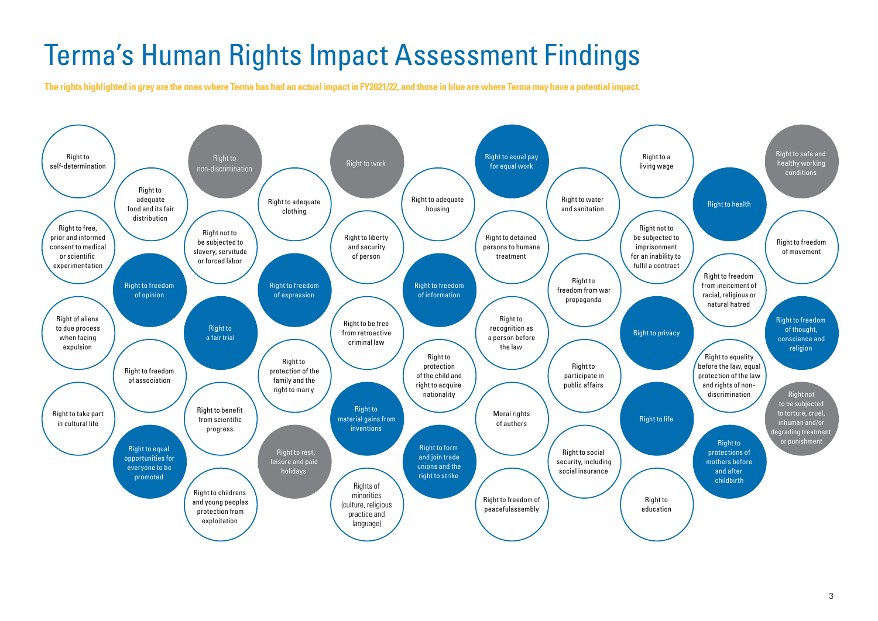# Terma's Human Rights Impact Assessment Findings

**The rights highlighted in grey are the ones where Terma has had an actual impact in FY2021/22, and those in blue are where Terma may have a potential impact.**

- Right to self-determination
- Right to free, prior and informed consent to medical or scientific experimentation
- Right of aliens to due process when facing expulsion
- Right to take part in cultural life
- Right to adequate food and its fair distribution
- Right to freedom of opinion
- Right to freedom of association
- Right to equal opportunities for everyone to be promoted
- Right to non-discrimination
- Right not to be subjected to slavery, servitude or forced labor
- Right to a fair trial
- Right to benefit from scientific progress
- Right to childrens and young peoples protection from exploitation
- Right to adequate clothing
- Right to freedom of expression
- Right to protection of the family and the right to marry
- Right to rest, leisure and paid holidays
- Right to work
- Right to liberty and security of person
- Right to be free from retroactive criminal law
- Right to material gains from inventions
- Rights of minorities (culture, religious practice and language)
- Right to adequate housing
- Right to freedom of information
- Right to protection of the child and right to acquire nationality
- Right to form and join trade unions and the right to strike
- Right to equal pay for equal work
- Right to detained persons to humane treatment
- Right to recognition as a person before the law
- Moral rights of authors
- Right to freedom of peacefulassembly
- Right to water and sanitation
- Right to freedom from war propaganda
- Right to participate in public affairs
- Right to social security, including social insurance
- Right to a living wage
- Right not to be subjected to imprisonment for an inability to fulfil a contract
- Right to privacy
- Right to life
- Right to education
- Right to health
- Right to freedom from incitement of racial, religious or natural hatred
- Right to equality before the law, equal protection of the law and rights of non-discrimination
- Right to protections of mothers before and after childbirth
- Right to safe and healthy working conditions
- Right to freedom of movement
- Right to freedom of thought, conscience and religion
- Right not to be subjected to torture, cruel, inhuman and/or degrading treatment or punishment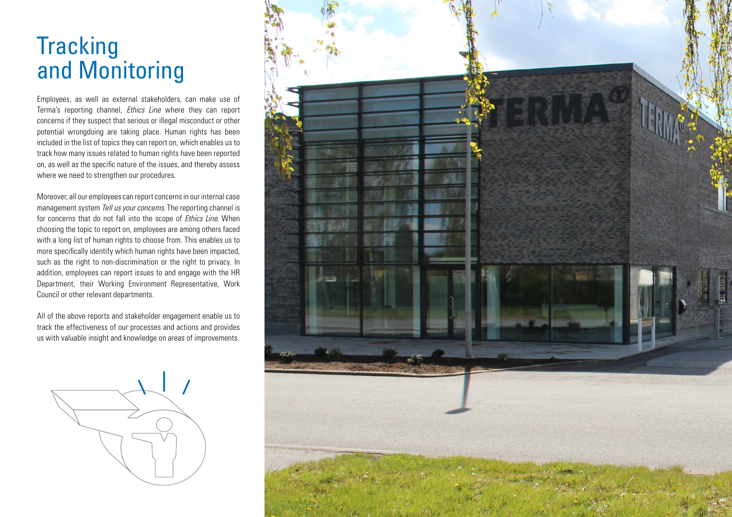# Tracking and Monitoring

Employees, as well as external stakeholders, can make use of Terma's reporting channel, *Ethics Line* where they can report concerns if they suspect that serious or illegal misconduct or other potential wrongdoing are taking place. Human rights has been included in the list of topics they can report on, which enables us to track how many issues related to human rights have been reported on, as well as the specific nature of the issues, and thereby assess where we need to strengthen our procedures.

Moreover, all our employees can report concerns in our internal case management system *Tell us your concerns*. The reporting channel is for concerns that do not fall into the scope of *Ethics Line*. When choosing the topic to report on, employees are among others faced with a long list of human rights to choose from. This enables us to more specifically identify which human rights have been impacted, such as the right to non-discrimination or the right to privacy. In addition, employees can report issues to and engage with the HR Department, their Working Environment Representative, Work Council or other relevant departments.

All of the above reports and stakeholder engagement enable us to track the effectiveness of our processes and actions and provides us with valuable insight and knowledge on areas of improvements.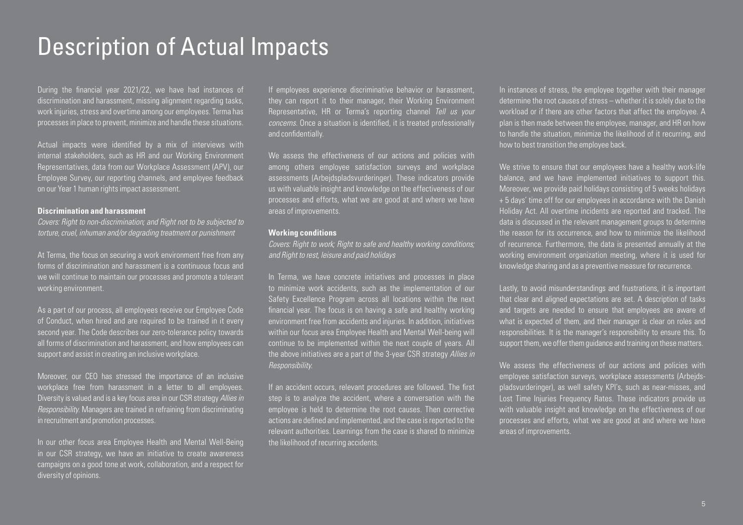# Description of Actual Impacts

During the financial year 2021/22, we have had instances of discrimination and harassment, missing alignment regarding tasks, work injuries, stress and overtime among our employees. Terma has processes in place to prevent, minimize and handle these situations.

Actual impacts were identified by a mix of interviews with internal stakeholders, such as HR and our Working Environment Representatives, data from our Workplace Assessment (APV), our Employee Survey, our reporting channels, and employee feedback on our Year 1 human rights impact assessment.

### Discrimination and harassment

*Covers: Right to non-discrimination; and Right not to be subjected to torture, cruel, inhuman and/or degrading treatment or punishment*

At Terma, the focus on securing a work environment free from any forms of discrimination and harassment is a continuous focus and we will continue to maintain our processes and promote a tolerant working environment.

As a part of our process, all employees receive our Employee Code of Conduct, when hired and are required to be trained in it every second year. The Code describes our zero-tolerance policy towards all forms of discrimination and harassment, and how employees can support and assist in creating an inclusive workplace.

Moreover, our CEO has stressed the importance of an inclusive workplace free from harassment in a letter to all employees. Diversity is valued and is a key focus area in our CSR strategy *Allies in Responsibility*. Managers are trained in refraining from discriminating in recruitment and promotion processes.

In our other focus area Employee Health and Mental Well-Being in our CSR strategy, we have an initiative to create awareness campaigns on a good tone at work, collaboration, and a respect for diversity of opinions.

If employees experience discriminative behavior or harassment, they can report it to their manager, their Working Environment Representative, HR or Terma's reporting channel *Tell us your concerns*. Once a situation is identified, it is treated professionally and confidentially.

We assess the effectiveness of our actions and policies with among others employee satisfaction surveys and workplace assessments (Arbejdspladsvurderinger). These indicators provide us with valuable insight and knowledge on the effectiveness of our processes and efforts, what we are good at and where we have areas of improvements.

### Working conditions

*Covers: Right to work; Right to safe and healthy working conditions; and Right to rest, leisure and paid holidays*

In Terma, we have concrete initiatives and processes in place to minimize work accidents, such as the implementation of our Safety Excellence Program across all locations within the next financial year. The focus is on having a safe and healthy working environment free from accidents and injuries. In addition, initiatives within our focus area Employee Health and Mental Well-being will continue to be implemented within the next couple of years. All the above initiatives are a part of the 3-year CSR strategy *Allies in Responsibility*.

If an accident occurs, relevant procedures are followed. The first step is to analyze the accident, where a conversation with the employee is held to determine the root causes. Then corrective actions are defined and implemented, and the case is reported to the relevant authorities. Learnings from the case is shared to minimize the likelihood of recurring accidents.

In instances of stress, the employee together with their manager determine the root causes of stress – whether it is solely due to the workload or if there are other factors that affect the employee. A plan is then made between the employee, manager, and HR on how to handle the situation, minimize the likelihood of it recurring, and how to best transition the employee back.

We strive to ensure that our employees have a healthy work-life balance, and we have implemented initiatives to support this. Moreover, we provide paid holidays consisting of 5 weeks holidays + 5 days' time off for our employees in accordance with the Danish Holiday Act. All overtime incidents are reported and tracked. The data is discussed in the relevant management groups to determine the reason for its occurrence, and how to minimize the likelihood of recurrence. Furthermore, the data is presented annually at the working environment organization meeting, where it is used for knowledge sharing and as a preventive measure for recurrence.

Lastly, to avoid misunderstandings and frustrations, it is important that clear and aligned expectations are set. A description of tasks and targets are needed to ensure that employees are aware of what is expected of them, and their manager is clear on roles and responsibilities. It is the manager's responsibility to ensure this. To support them, we offer them guidance and training on these matters.

We assess the effectiveness of our actions and policies with employee satisfaction surveys, workplace assessments (Arbejdspladsvurderinger), as well safety KPI's, such as near-misses, and Lost Time Injuries Frequency Rates. These indicators provide us with valuable insight and knowledge on the effectiveness of our processes and efforts, what we are good at and where we have areas of improvements.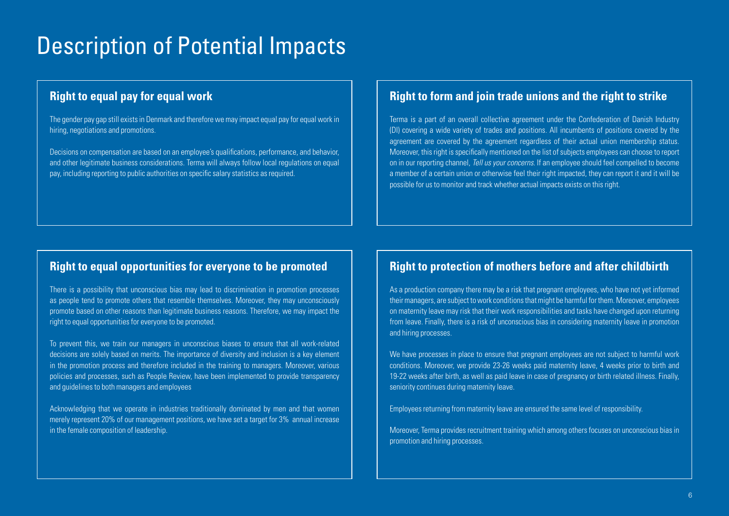# Description of Potential Impacts

## Right to equal pay for equal work

The gender pay gap still exists in Denmark and therefore we may impact equal pay for equal work in hiring, negotiations and promotions.

Decisions on compensation are based on an employee's qualifications, performance, and behavior, and other legitimate business considerations. Terma will always follow local regulations on equal pay, including reporting to public authorities on specific salary statistics as required.

## Right to form and join trade unions and the right to strike

Terma is a part of an overall collective agreement under the Confederation of Danish Industry (DI) covering a wide variety of trades and positions. All incumbents of positions covered by the agreement are covered by the agreement regardless of their actual union membership status. Moreover, this right is specifically mentioned on the list of subjects employees can choose to report on in our reporting channel, *Tell us your concerns*. If an employee should feel compelled to become a member of a certain union or otherwise feel their right impacted, they can report it and it will be possible for us to monitor and track whether actual impacts exists on this right.

## Right to equal opportunities for everyone to be promoted

There is a possibility that unconscious bias may lead to discrimination in promotion processes as people tend to promote others that resemble themselves. Moreover, they may unconsciously promote based on other reasons than legitimate business reasons. Therefore, we may impact the right to equal opportunities for everyone to be promoted.

To prevent this, we train our managers in unconscious biases to ensure that all work-related decisions are solely based on merits. The importance of diversity and inclusion is a key element in the promotion process and therefore included in the training to managers. Moreover, various policies and processes, such as People Review, have been implemented to provide transparency and guidelines to both managers and employees

Acknowledging that we operate in industries traditionally dominated by men and that women merely represent 20% of our management positions, we have set a target for 3% annual increase in the female composition of leadership.

## Right to protection of mothers before and after childbirth

As a production company there may be a risk that pregnant employees, who have not yet informed their managers, are subject to work conditions that might be harmful for them. Moreover, employees on maternity leave may risk that their work responsibilities and tasks have changed upon returning from leave. Finally, there is a risk of unconscious bias in considering maternity leave in promotion and hiring processes.

We have processes in place to ensure that pregnant employees are not subject to harmful work conditions. Moreover, we provide 23-26 weeks paid maternity leave, 4 weeks prior to birth and 19-22 weeks after birth, as well as paid leave in case of pregnancy or birth related illness. Finally, seniority continues during maternity leave.

Employees returning from maternity leave are ensured the same level of responsibility.

Moreover, Terma provides recruitment training which among others focuses on unconscious bias in promotion and hiring processes.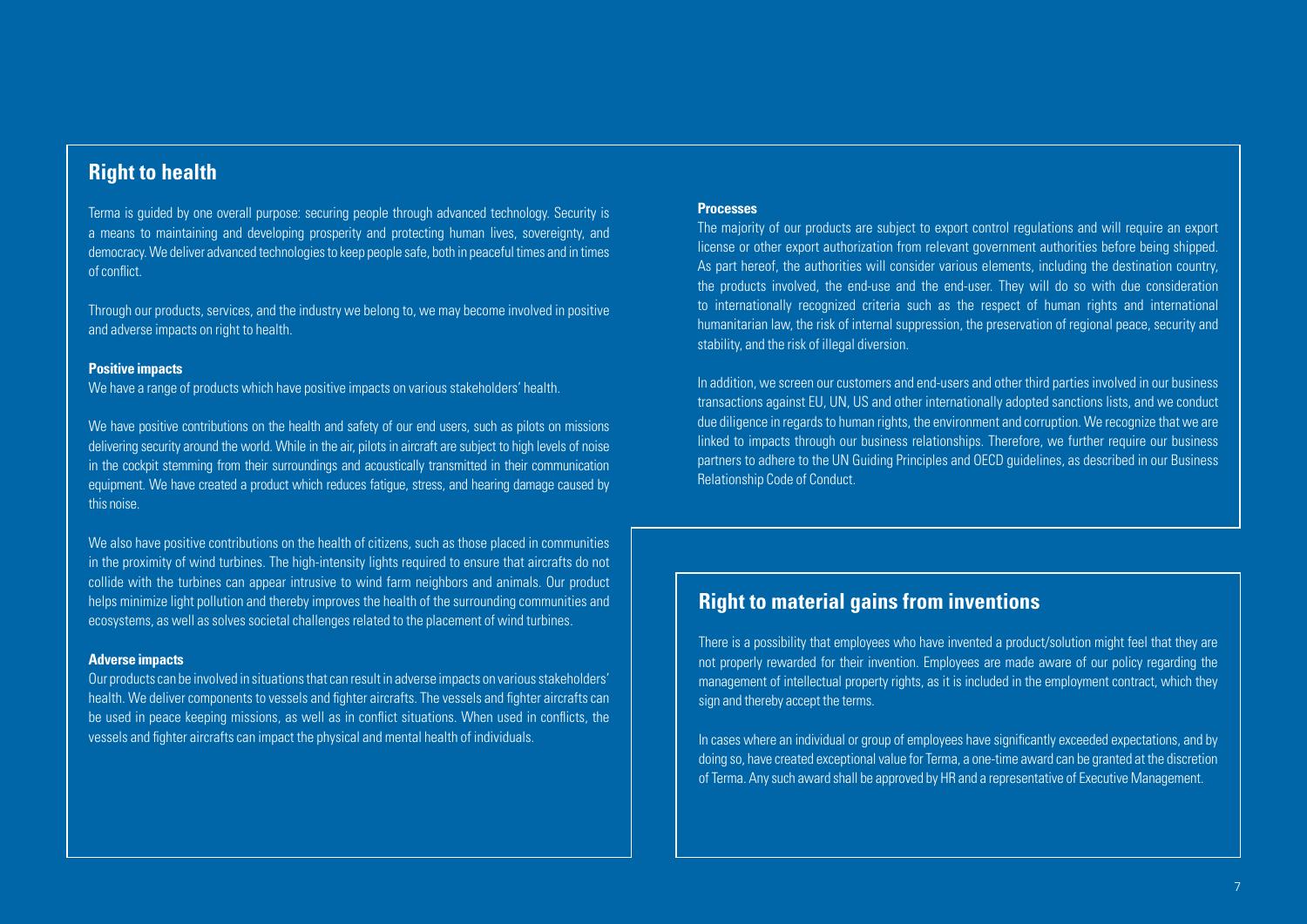## Right to health

Terma is guided by one overall purpose: securing people through advanced technology. Security is a means to maintaining and developing prosperity and protecting human lives, sovereignty, and democracy. We deliver advanced technologies to keep people safe, both in peaceful times and in times of conflict.

Through our products, services, and the industry we belong to, we may become involved in positive and adverse impacts on right to health.

**Positive impacts**

We have a range of products which have positive impacts on various stakeholders' health.

We have positive contributions on the health and safety of our end users, such as pilots on missions delivering security around the world. While in the air, pilots in aircraft are subject to high levels of noise in the cockpit stemming from their surroundings and acoustically transmitted in their communication equipment. We have created a product which reduces fatigue, stress, and hearing damage caused by this noise.

We also have positive contributions on the health of citizens, such as those placed in communities in the proximity of wind turbines. The high-intensity lights required to ensure that aircrafts do not collide with the turbines can appear intrusive to wind farm neighbors and animals. Our product helps minimize light pollution and thereby improves the health of the surrounding communities and ecosystems, as well as solves societal challenges related to the placement of wind turbines.

**Adverse impacts**

Our products can be involved in situations that can result in adverse impacts on various stakeholders' health. We deliver components to vessels and fighter aircrafts. The vessels and fighter aircrafts can be used in peace keeping missions, as well as in conflict situations. When used in conflicts, the vessels and fighter aircrafts can impact the physical and mental health of individuals.

**Processes**

The majority of our products are subject to export control regulations and will require an export license or other export authorization from relevant government authorities before being shipped. As part hereof, the authorities will consider various elements, including the destination country, the products involved, the end-use and the end-user. They will do so with due consideration to internationally recognized criteria such as the respect of human rights and international humanitarian law, the risk of internal suppression, the preservation of regional peace, security and stability, and the risk of illegal diversion.

In addition, we screen our customers and end-users and other third parties involved in our business transactions against EU, UN, US and other internationally adopted sanctions lists, and we conduct due diligence in regards to human rights, the environment and corruption. We recognize that we are linked to impacts through our business relationships. Therefore, we further require our business partners to adhere to the UN Guiding Principles and OECD guidelines, as described in our Business Relationship Code of Conduct.

## Right to material gains from inventions

There is a possibility that employees who have invented a product/solution might feel that they are not properly rewarded for their invention. Employees are made aware of our policy regarding the management of intellectual property rights, as it is included in the employment contract, which they sign and thereby accept the terms.

In cases where an individual or group of employees have significantly exceeded expectations, and by doing so, have created exceptional value for Terma, a one-time award can be granted at the discretion of Terma. Any such award shall be approved by HR and a representative of Executive Management.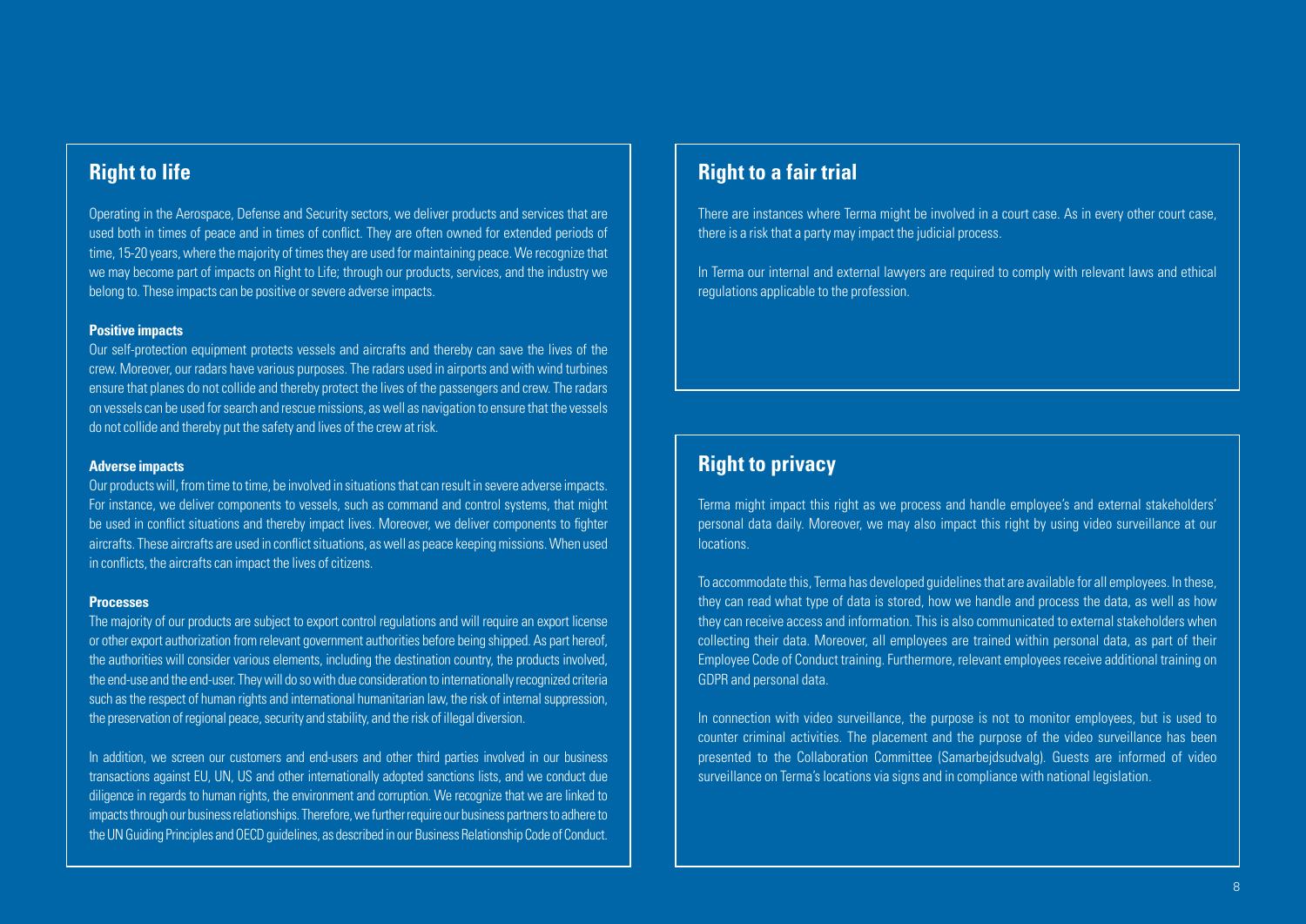## Right to life

Operating in the Aerospace, Defense and Security sectors, we deliver products and services that are used both in times of peace and in times of conflict. They are often owned for extended periods of time, 15-20 years, where the majority of times they are used for maintaining peace. We recognize that we may become part of impacts on Right to Life; through our products, services, and the industry we belong to. These impacts can be positive or severe adverse impacts.

**Positive impacts**

Our self-protection equipment protects vessels and aircrafts and thereby can save the lives of the crew. Moreover, our radars have various purposes. The radars used in airports and with wind turbines ensure that planes do not collide and thereby protect the lives of the passengers and crew. The radars on vessels can be used for search and rescue missions, as well as navigation to ensure that the vessels do not collide and thereby put the safety and lives of the crew at risk.

**Adverse impacts**

Our products will, from time to time, be involved in situations that can result in severe adverse impacts. For instance, we deliver components to vessels, such as command and control systems, that might be used in conflict situations and thereby impact lives. Moreover, we deliver components to fighter aircrafts. These aircrafts are used in conflict situations, as well as peace keeping missions. When used in conflicts, the aircrafts can impact the lives of citizens.

**Processes**

The majority of our products are subject to export control regulations and will require an export license or other export authorization from relevant government authorities before being shipped. As part hereof, the authorities will consider various elements, including the destination country, the products involved, the end-use and the end-user. They will do so with due consideration to internationally recognized criteria such as the respect of human rights and international humanitarian law, the risk of internal suppression, the preservation of regional peace, security and stability, and the risk of illegal diversion.

In addition, we screen our customers and end-users and other third parties involved in our business transactions against EU, UN, US and other internationally adopted sanctions lists, and we conduct due diligence in regards to human rights, the environment and corruption. We recognize that we are linked to impacts through our business relationships. Therefore, we further require our business partners to adhere to the UN Guiding Principles and OECD guidelines, as described in our Business Relationship Code of Conduct.

## Right to a fair trial

There are instances where Terma might be involved in a court case. As in every other court case, there is a risk that a party may impact the judicial process.

In Terma our internal and external lawyers are required to comply with relevant laws and ethical regulations applicable to the profession.

## Right to privacy

Terma might impact this right as we process and handle employee's and external stakeholders' personal data daily. Moreover, we may also impact this right by using video surveillance at our locations.

To accommodate this, Terma has developed guidelines that are available for all employees. In these, they can read what type of data is stored, how we handle and process the data, as well as how they can receive access and information. This is also communicated to external stakeholders when collecting their data. Moreover, all employees are trained within personal data, as part of their Employee Code of Conduct training. Furthermore, relevant employees receive additional training on GDPR and personal data.

In connection with video surveillance, the purpose is not to monitor employees, but is used to counter criminal activities. The placement and the purpose of the video surveillance has been presented to the Collaboration Committee (Samarbejdsudvalg). Guests are informed of video surveillance on Terma's locations via signs and in compliance with national legislation.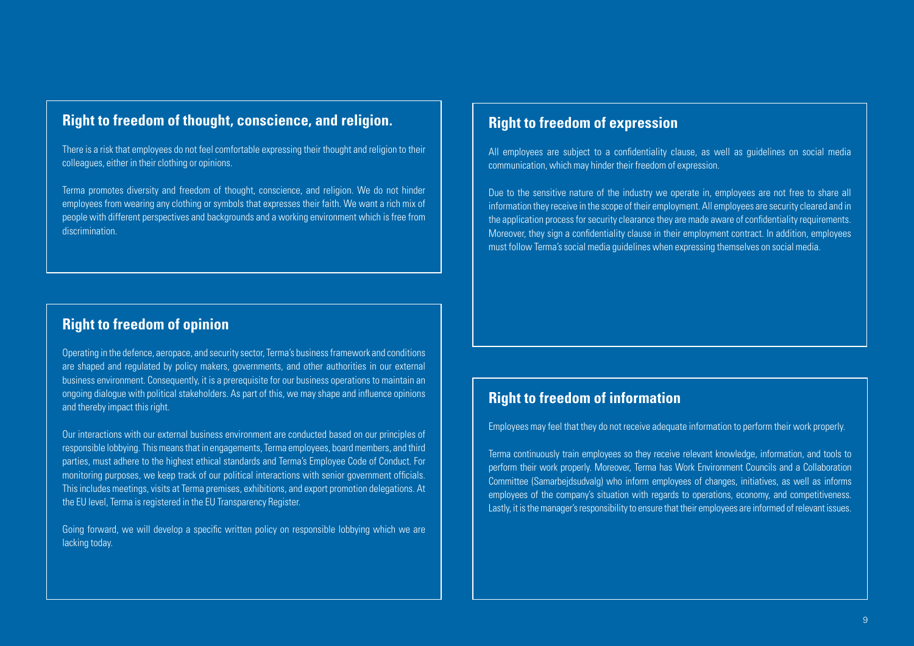## Right to freedom of thought, conscience, and religion.

There is a risk that employees do not feel comfortable expressing their thought and religion to their colleagues, either in their clothing or opinions.

Terma promotes diversity and freedom of thought, conscience, and religion. We do not hinder employees from wearing any clothing or symbols that expresses their faith. We want a rich mix of people with different perspectives and backgrounds and a working environment which is free from discrimination.

## Right to freedom of opinion

Operating in the defence, aeropace, and security sector, Terma's business framework and conditions are shaped and regulated by policy makers, governments, and other authorities in our external business environment. Consequently, it is a prerequisite for our business operations to maintain an ongoing dialogue with political stakeholders. As part of this, we may shape and influence opinions and thereby impact this right.

Our interactions with our external business environment are conducted based on our principles of responsible lobbying. This means that in engagements, Terma employees, board members, and third parties, must adhere to the highest ethical standards and Terma's Employee Code of Conduct. For monitoring purposes, we keep track of our political interactions with senior government officials. This includes meetings, visits at Terma premises, exhibitions, and export promotion delegations. At the EU level, Terma is registered in the EU Transparency Register.

Going forward, we will develop a specific written policy on responsible lobbying which we are lacking today.

## Right to freedom of expression

All employees are subject to a confidentiality clause, as well as guidelines on social media communication, which may hinder their freedom of expression.

Due to the sensitive nature of the industry we operate in, employees are not free to share all information they receive in the scope of their employment. All employees are security cleared and in the application process for security clearance they are made aware of confidentiality requirements. Moreover, they sign a confidentiality clause in their employment contract. In addition, employees must follow Terma's social media guidelines when expressing themselves on social media.

## Right to freedom of information

Employees may feel that they do not receive adequate information to perform their work properly.

Terma continuously train employees so they receive relevant knowledge, information, and tools to perform their work properly. Moreover, Terma has Work Environment Councils and a Collaboration Committee (Samarbejdsudvalg) who inform employees of changes, initiatives, as well as informs employees of the company's situation with regards to operations, economy, and competitiveness. Lastly, it is the manager's responsibility to ensure that their employees are informed of relevant issues.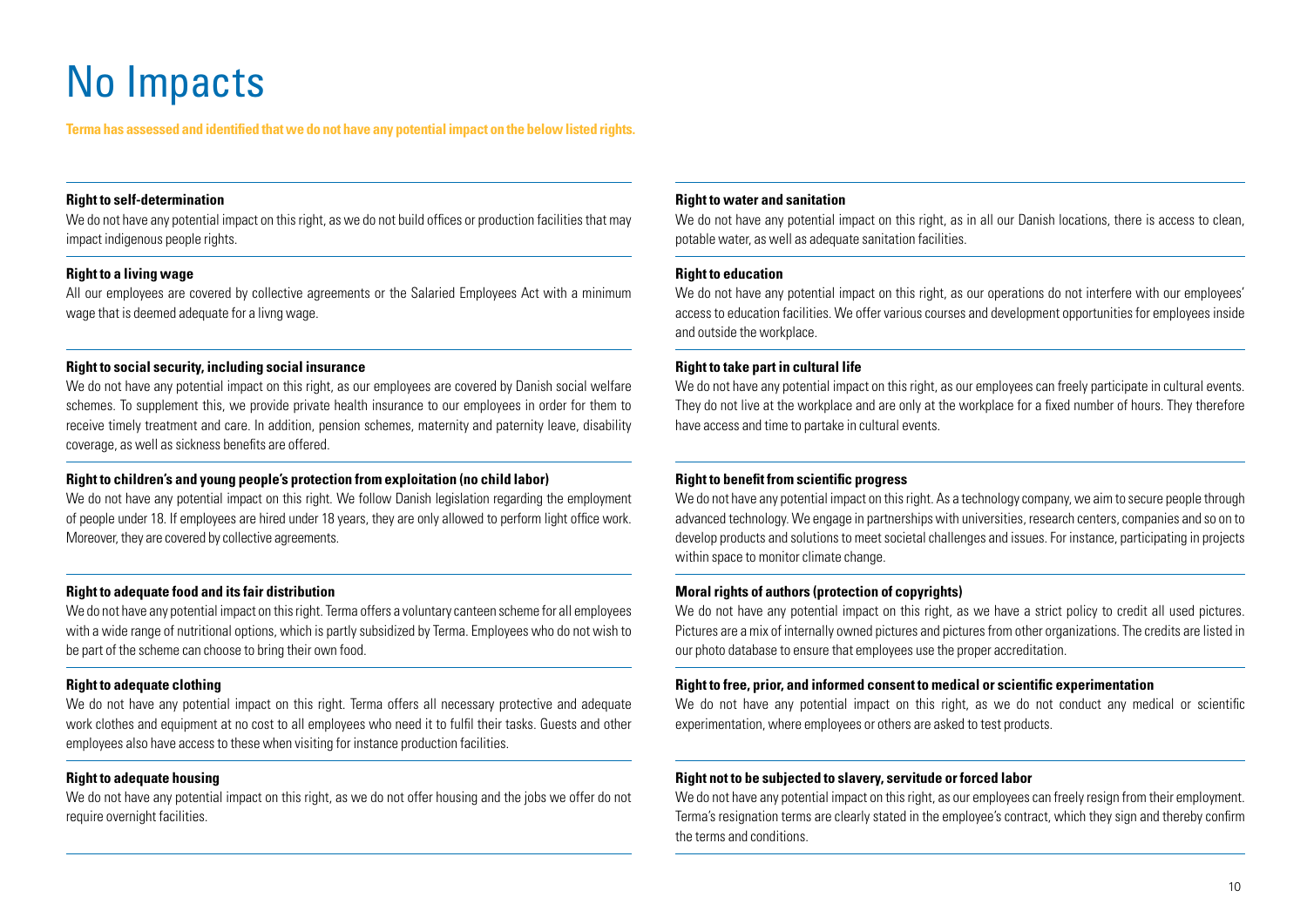# No Impacts

**Terma has assessed and identified that we do not have any potential impact on the below listed rights.**

**Right to self-determination**

We do not have any potential impact on this right, as we do not build offices or production facilities that may impact indigenous people rights.

**Right to a living wage**

All our employees are covered by collective agreements or the Salaried Employees Act with a minimum wage that is deemed adequate for a livng wage.

**Right to social security, including social insurance**

We do not have any potential impact on this right, as our employees are covered by Danish social welfare schemes. To supplement this, we provide private health insurance to our employees in order for them to receive timely treatment and care. In addition, pension schemes, maternity and paternity leave, disability coverage, as well as sickness benefits are offered.

**Right to children's and young people's protection from exploitation (no child labor)**

We do not have any potential impact on this right. We follow Danish legislation regarding the employment of people under 18. If employees are hired under 18 years, they are only allowed to perform light office work. Moreover, they are covered by collective agreements.

**Right to adequate food and its fair distribution**

We do not have any potential impact on this right. Terma offers a voluntary canteen scheme for all employees with a wide range of nutritional options, which is partly subsidized by Terma. Employees who do not wish to be part of the scheme can choose to bring their own food.

**Right to adequate clothing**

We do not have any potential impact on this right. Terma offers all necessary protective and adequate work clothes and equipment at no cost to all employees who need it to fulfil their tasks. Guests and other employees also have access to these when visiting for instance production facilities.

**Right to adequate housing**

We do not have any potential impact on this right, as we do not offer housing and the jobs we offer do not require overnight facilities.

**Right to water and sanitation**

We do not have any potential impact on this right, as in all our Danish locations, there is access to clean, potable water, as well as adequate sanitation facilities.

**Right to education**

We do not have any potential impact on this right, as our operations do not interfere with our employees' access to education facilities. We offer various courses and development opportunities for employees inside and outside the workplace.

**Right to take part in cultural life**

We do not have any potential impact on this right, as our employees can freely participate in cultural events. They do not live at the workplace and are only at the workplace for a fixed number of hours. They therefore have access and time to partake in cultural events.

**Right to benefit from scientific progress**

We do not have any potential impact on this right. As a technology company, we aim to secure people through advanced technology. We engage in partnerships with universities, research centers, companies and so on to develop products and solutions to meet societal challenges and issues. For instance, participating in projects within space to monitor climate change.

**Moral rights of authors (protection of copyrights)**

We do not have any potential impact on this right, as we have a strict policy to credit all used pictures. Pictures are a mix of internally owned pictures and pictures from other organizations. The credits are listed in our photo database to ensure that employees use the proper accreditation.

**Right to free, prior, and informed consent to medical or scientific experimentation**

We do not have any potential impact on this right, as we do not conduct any medical or scientific experimentation, where employees or others are asked to test products.

**Right not to be subjected to slavery, servitude or forced labor**

We do not have any potential impact on this right, as our employees can freely resign from their employment. Terma's resignation terms are clearly stated in the employee's contract, which they sign and thereby confirm the terms and conditions.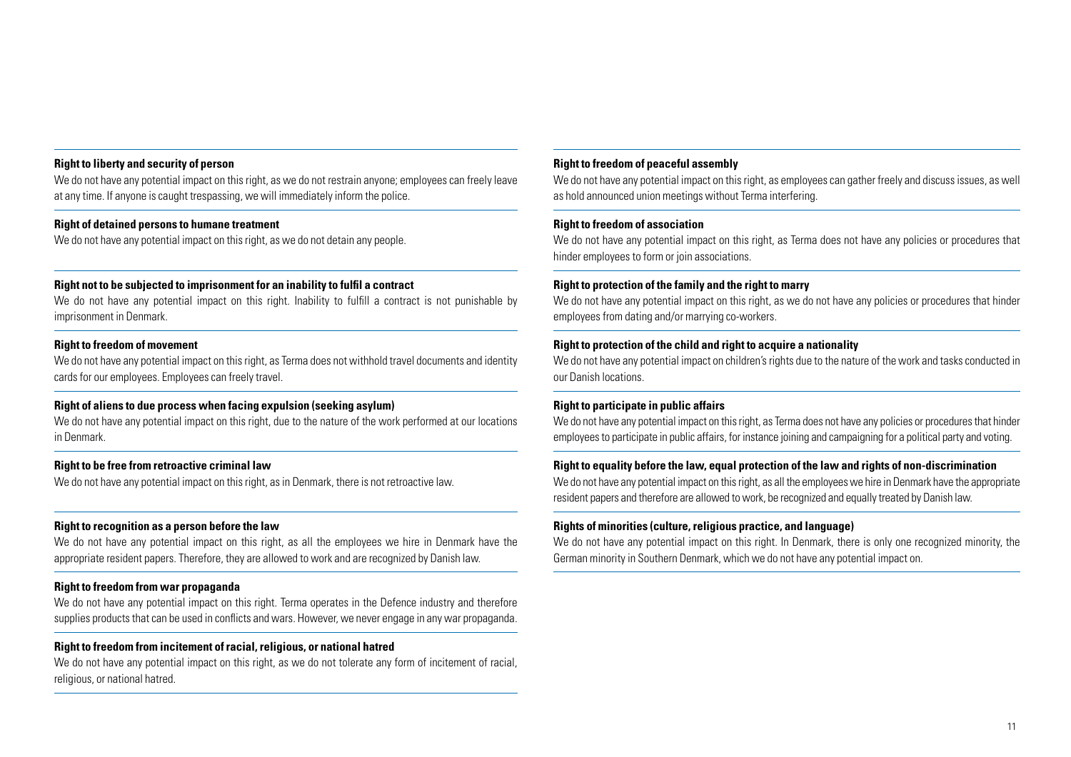**Right to liberty and security of person**

We do not have any potential impact on this right, as we do not restrain anyone; employees can freely leave at any time. If anyone is caught trespassing, we will immediately inform the police.

**Right of detained persons to humane treatment**

We do not have any potential impact on this right, as we do not detain any people.

**Right not to be subjected to imprisonment for an inability to fulfil a contract**

We do not have any potential impact on this right. Inability to fulfill a contract is not punishable by imprisonment in Denmark.

**Right to freedom of movement**

We do not have any potential impact on this right, as Terma does not withhold travel documents and identity cards for our employees. Employees can freely travel.

**Right of aliens to due process when facing expulsion (seeking asylum)**

We do not have any potential impact on this right, due to the nature of the work performed at our locations in Denmark.

**Right to be free from retroactive criminal law**

We do not have any potential impact on this right, as in Denmark, there is not retroactive law.

**Right to recognition as a person before the law**

We do not have any potential impact on this right, as all the employees we hire in Denmark have the appropriate resident papers. Therefore, they are allowed to work and are recognized by Danish law.

**Right to freedom from war propaganda**

We do not have any potential impact on this right. Terma operates in the Defence industry and therefore supplies products that can be used in conflicts and wars. However, we never engage in any war propaganda.

**Right to freedom from incitement of racial, religious, or national hatred**

We do not have any potential impact on this right, as we do not tolerate any form of incitement of racial, religious, or national hatred.

**Right to freedom of peaceful assembly**

We do not have any potential impact on this right, as employees can gather freely and discuss issues, as well as hold announced union meetings without Terma interfering.

**Right to freedom of association**

We do not have any potential impact on this right, as Terma does not have any policies or procedures that hinder employees to form or join associations.

**Right to protection of the family and the right to marry**

We do not have any potential impact on this right, as we do not have any policies or procedures that hinder employees from dating and/or marrying co-workers.

**Right to protection of the child and right to acquire a nationality**

We do not have any potential impact on children's rights due to the nature of the work and tasks conducted in our Danish locations.

**Right to participate in public affairs**

We do not have any potential impact on this right, as Terma does not have any policies or procedures that hinder employees to participate in public affairs, for instance joining and campaigning for a political party and voting.

**Right to equality before the law, equal protection of the law and rights of non-discrimination**

We do not have any potential impact on this right, as all the employees we hire in Denmark have the appropriate resident papers and therefore are allowed to work, be recognized and equally treated by Danish law.

**Rights of minorities (culture, religious practice, and language)**

We do not have any potential impact on this right. In Denmark, there is only one recognized minority, the German minority in Southern Denmark, which we do not have any potential impact on.